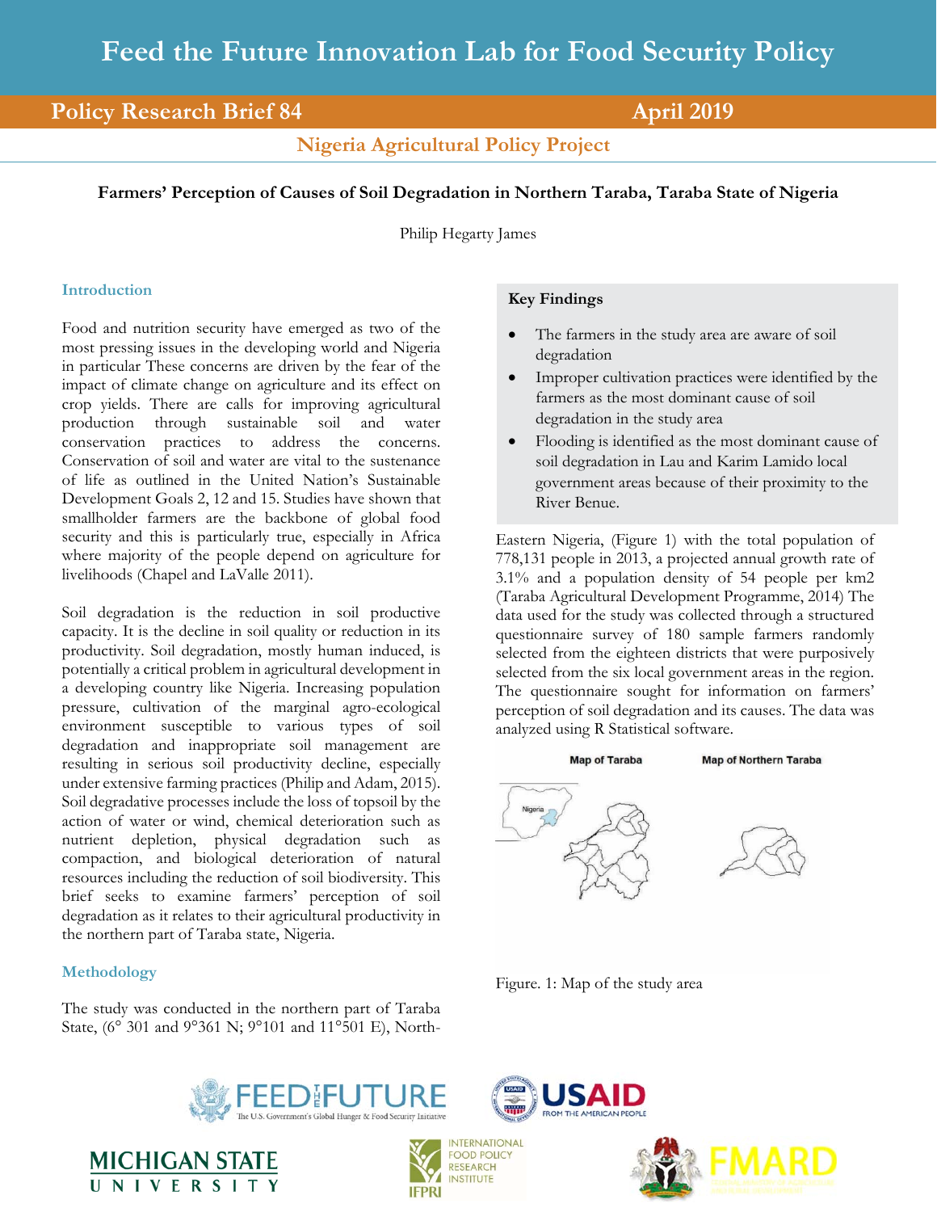# Feed the Future Innovation Lab for Food Security Policy

**Policy Research Brief 84** — **April 2019**

**Nigeria Agricultural Policy Project**

## Farmers' Perception of Causes of Soil Degradation in Northern Taraba, Taraba State of Nigeria

Philip Hegarty James

### Key Findings

- The farmers in the study area are aware of soil degradation
- Improper cultivation practices were identified by the farmers as the most dominant cause of soil degradation in the study area
- Flooding is identified as the most dominant cause of soil degradation in Lau and Karim Lamido local government areas because of their proximity to the River Benue.

### Introduction

Food and nutrition security have emerged as two of the most pressing issues in the developing world and Nigeria in particular These concerns are driven by the fear of the impact of climate change on agriculture and its effect on crop yields. There are calls for improving agricultural production through sustainable soil and water conservation practices to address the concerns. Conservation of soil and water are vital to the sustenance of life as outlined in the United Nation's Sustainable Development Goals 2, 12 and 15. Studies have shown that smallholder farmers are the backbone of global food security and this is particularly true, especially in Africa where majority of the people depend on agriculture for livelihoods (Chapel and LaValle 2011).

Soil degradation is the reduction in soil productive capacity. It is the decline in soil quality or reduction in its productivity. Soil degradation, mostly human induced, is potentially a critical problem in agricultural development in a developing country like Nigeria. Increasing population pressure, cultivation of the marginal agro-ecological environment susceptible to various types of soil degradation and inappropriate soil management are resulting in serious soil productivity decline, especially under extensive farming practices (Philip and Adam, 2015). Soil degradative processes include the loss of topsoil by the action of water or wind, chemical deterioration such as nutrient depletion, physical degradation such as compaction, and biological deterioration of natural resources including the reduction of soil biodiversity. This brief seeks to examine farmers' perception of soil degradation as it relates to their agricultural productivity in the northern part of Taraba state, Nigeria.

### Methodology

The study was conducted in the northern part of Taraba State, (6° 301 and 9°361 N; 9°101 and 11°501 E), North-Eastern Nigeria, (Figure 1) with the total population of 778,131 people in 2013, a projected annual growth rate of 3.1% and a population density of 54 people per km2 (Taraba Agricultural Development Programme, 2014) The data used for the study was collected through a structured questionnaire survey of 180 sample farmers randomly selected from the eighteen districts that were purposively selected from the six local government areas in the region. The questionnaire sought for information on farmers' perception of soil degradation and its causes. The data was analyzed using R Statistical software.

Map of Taraba — Map of Northern Taraba

Figure. 1: Map of the study area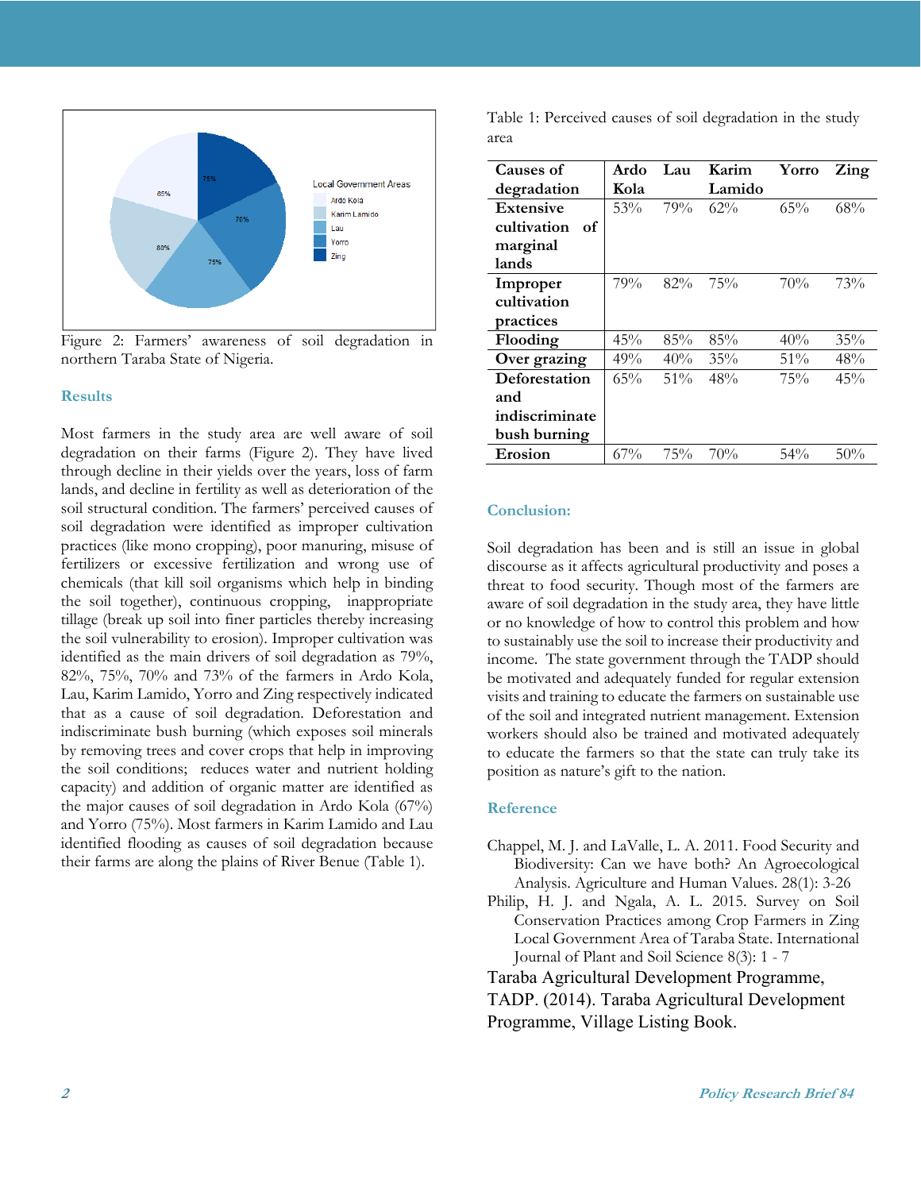Figure 2: Farmers' awareness of soil degradation in northern Taraba State of Nigeria.

## Results

Most farmers in the study area are well aware of soil degradation on their farms (Figure 2). They have lived through decline in their yields over the years, loss of farm lands, and decline in fertility as well as deterioration of the soil structural condition. The farmers' perceived causes of soil degradation were identified as improper cultivation practices (like mono cropping), poor manuring, misuse of fertilizers or excessive fertilization and wrong use of chemicals (that kill soil organisms which help in binding the soil together), continuous cropping, inappropriate tillage (break up soil into finer particles thereby increasing the soil vulnerability to erosion). Improper cultivation was identified as the main drivers of soil degradation as 79%, 82%, 75%, 70% and 73% of the farmers in Ardo Kola, Lau, Karim Lamido, Yorro and Zing respectively indicated that as a cause of soil degradation. Deforestation and indiscriminate bush burning (which exposes soil minerals by removing trees and cover crops that help in improving the soil conditions; reduces water and nutrient holding capacity) and addition of organic matter are identified as the major causes of soil degradation in Ardo Kola (67%) and Yorro (75%). Most farmers in Karim Lamido and Lau identified flooding as causes of soil degradation because their farms are along the plains of River Benue (Table 1).

Table 1: Perceived causes of soil degradation in the study area

| Causes of degradation | Ardo Kola | Lau | Karim Lamido | Yorro | Zing |
|---|---|---|---|---|---|
| **Extensive cultivation of marginal lands** | 53% | 79% | 62% | 65% | 68% |
| **Improper cultivation practices** | 79% | 82% | 75% | 70% | 73% |
| **Flooding** | 45% | 85% | 85% | 40% | 35% |
| **Over grazing** | 49% | 40% | 35% | 51% | 48% |
| **Deforestation and indiscriminate bush burning** | 65% | 51% | 48% | 75% | 45% |
| **Erosion** | 67% | 75% | 70% | 54% | 50% |

## Conclusion:

Soil degradation has been and is still an issue in global discourse as it affects agricultural productivity and poses a threat to food security. Though most of the farmers are aware of soil degradation in the study area, they have little or no knowledge of how to control this problem and how to sustainably use the soil to increase their productivity and income. The state government through the TADP should be motivated and adequately funded for regular extension visits and training to educate the farmers on sustainable use of the soil and integrated nutrient management. Extension workers should also be trained and motivated adequately to educate the farmers so that the state can truly take its position as nature's gift to the nation.

## Reference

Chappel, M. J. and LaValle, L. A. 2011. Food Security and Biodiversity: Can we have both? An Agroecological Analysis. Agriculture and Human Values. 28(1): 3-26

Philip, H. J. and Ngala, A. L. 2015. Survey on Soil Conservation Practices among Crop Farmers in Zing Local Government Area of Taraba State. International Journal of Plant and Soil Science 8(3): 1 - 7

Taraba Agricultural Development Programme, TADP. (2014). Taraba Agricultural Development Programme, Village Listing Book.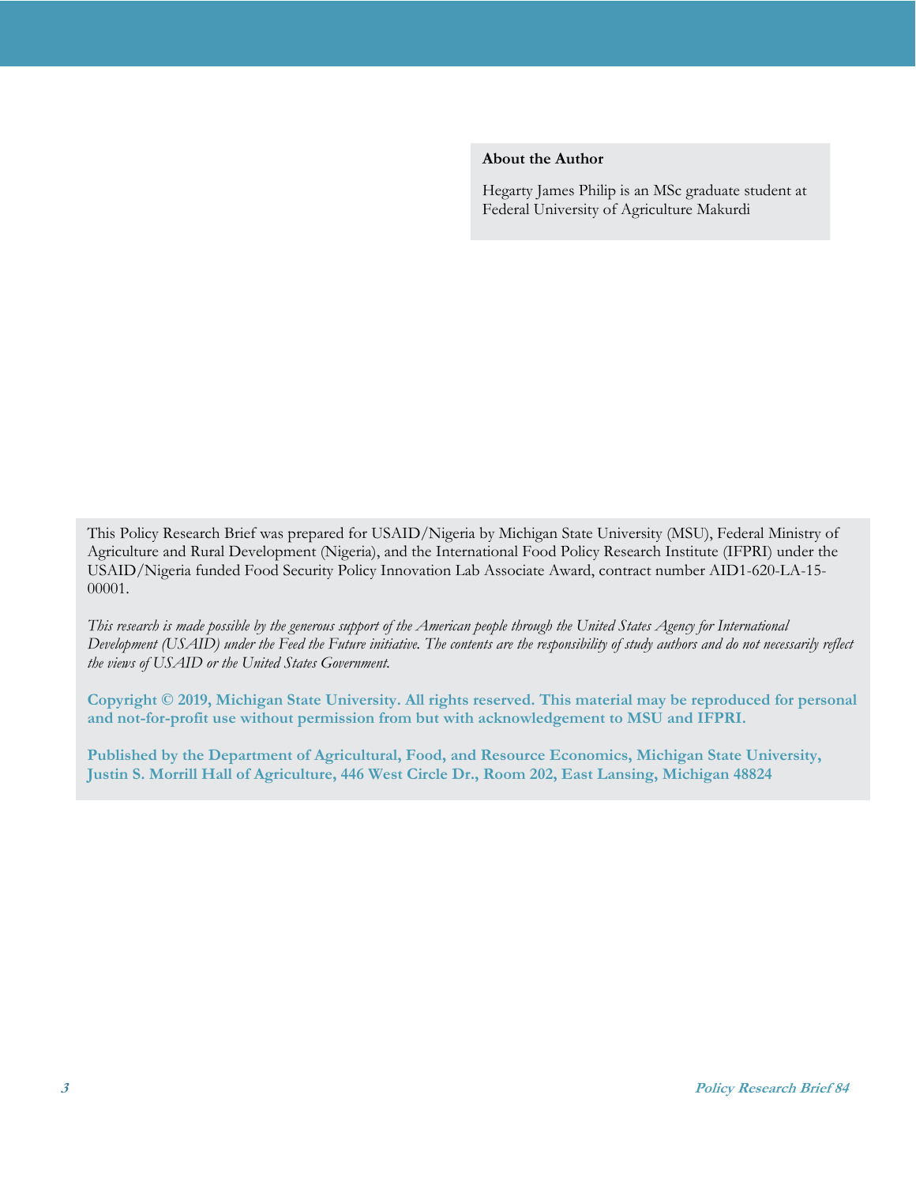**About the Author**

Hegarty James Philip is an MSc graduate student at Federal University of Agriculture Makurdi

This Policy Research Brief was prepared for USAID/Nigeria by Michigan State University (MSU), Federal Ministry of Agriculture and Rural Development (Nigeria), and the International Food Policy Research Institute (IFPRI) under the USAID/Nigeria funded Food Security Policy Innovation Lab Associate Award, contract number AID1-620-LA-15-00001.

*This research is made possible by the generous support of the American people through the United States Agency for International Development (USAID) under the Feed the Future initiative. The contents are the responsibility of study authors and do not necessarily reflect the views of USAID or the United States Government.*

**Copyright © 2019, Michigan State University. All rights reserved. This material may be reproduced for personal and not-for-profit use without permission from but with acknowledgement to MSU and IFPRI.**

**Published by the Department of Agricultural, Food, and Resource Economics, Michigan State University, Justin S. Morrill Hall of Agriculture, 446 West Circle Dr., Room 202, East Lansing, Michigan 48824**